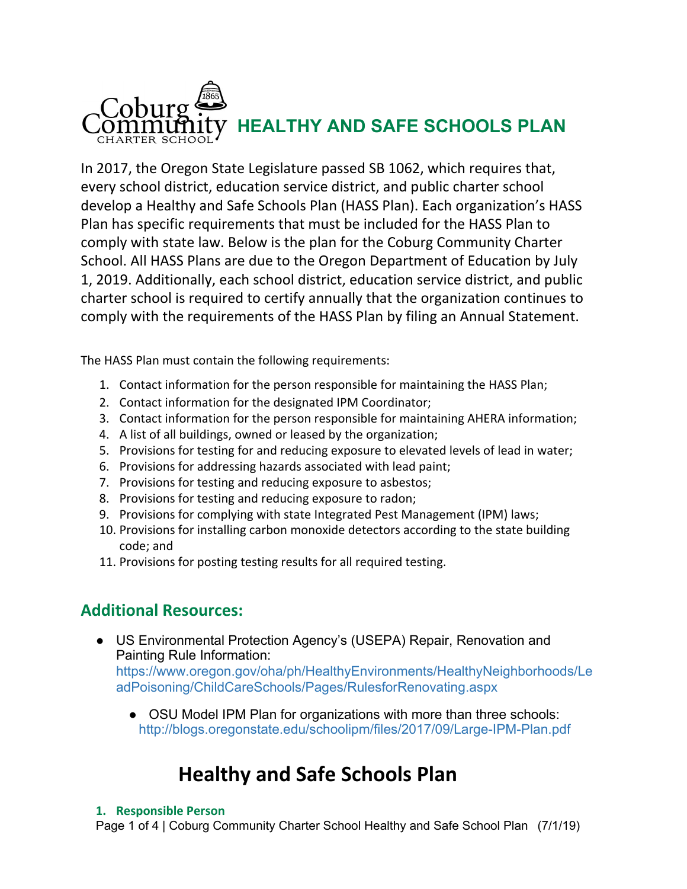# Coburg Community Charter School HEALTHY AND SAFE SCHOOLS PLAN

In 2017, the Oregon State Legislature passed SB 1062, which requires that, every school district, education service district, and public charter school develop a Healthy and Safe Schools Plan (HASS Plan). Each organization's HASS Plan has specific requirements that must be included for the HASS Plan to comply with state law. Below is the plan for the Coburg Community Charter School. All HASS Plans are due to the Oregon Department of Education by July 1, 2019. Additionally, each school district, education service district, and public charter school is required to certify annually that the organization continues to comply with the requirements of the HASS Plan by filing an Annual Statement.

The HASS Plan must contain the following requirements:

1. Contact information for the person responsible for maintaining the HASS Plan;
2. Contact information for the designated IPM Coordinator;
3. Contact information for the person responsible for maintaining AHERA information;
4. A list of all buildings, owned or leased by the organization;
5. Provisions for testing for and reducing exposure to elevated levels of lead in water;
6. Provisions for addressing hazards associated with lead paint;
7. Provisions for testing and reducing exposure to asbestos;
8. Provisions for testing and reducing exposure to radon;
9. Provisions for complying with state Integrated Pest Management (IPM) laws;
10. Provisions for installing carbon monoxide detectors according to the state building code; and
11. Provisions for posting testing results for all required testing.

## Additional Resources:

- US Environmental Protection Agency's (USEPA) Repair, Renovation and Painting Rule Information: https://www.oregon.gov/oha/ph/HealthyEnvironments/HealthyNeighborhoods/LeadPoisoning/ChildCareSchools/Pages/RulesforRenovating.aspx
    - OSU Model IPM Plan for organizations with more than three schools: http://blogs.oregonstate.edu/schoolipm/files/2017/09/Large-IPM-Plan.pdf

# Healthy and Safe Schools Plan

### 1. Responsible Person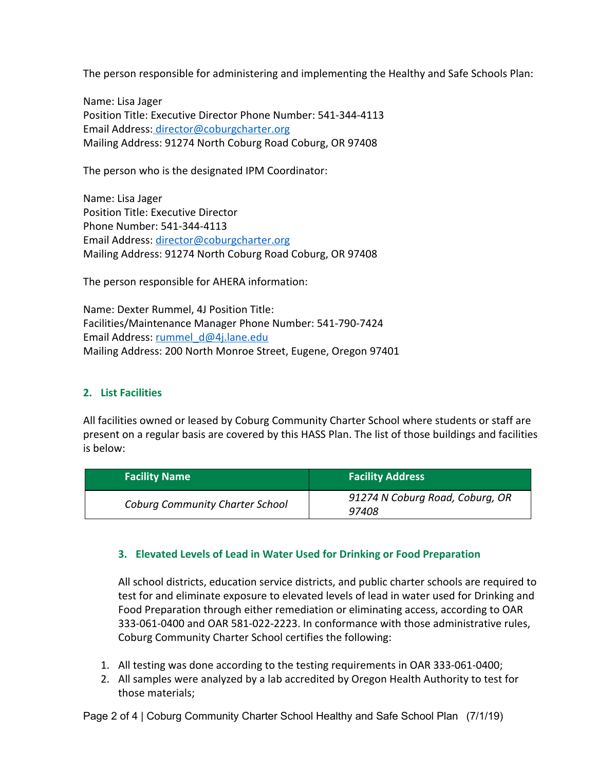The person responsible for administering and implementing the Healthy and Safe Schools Plan:

Name: Lisa Jager
Position Title: Executive Director Phone Number: 541-344-4113
Email Address: director@coburgcharter.org
Mailing Address: 91274 North Coburg Road Coburg, OR 97408

The person who is the designated IPM Coordinator:

Name: Lisa Jager
Position Title: Executive Director
Phone Number: 541-344-4113
Email Address: director@coburgcharter.org
Mailing Address: 91274 North Coburg Road Coburg, OR 97408

The person responsible for AHERA information:

Name: Dexter Rummel, 4J Position Title:
Facilities/Maintenance Manager Phone Number: 541-790-7424
Email Address: rummel_d@4j.lane.edu
Mailing Address: 200 North Monroe Street, Eugene, Oregon 97401

## 2. List Facilities

All facilities owned or leased by Coburg Community Charter School where students or staff are present on a regular basis are covered by this HASS Plan. The list of those buildings and facilities is below:

| Facility Name | Facility Address |
| --- | --- |
| *Coburg Community Charter School* | *91274 N Coburg Road, Coburg, OR 97408* |

## 3. Elevated Levels of Lead in Water Used for Drinking or Food Preparation

All school districts, education service districts, and public charter schools are required to test for and eliminate exposure to elevated levels of lead in water used for Drinking and Food Preparation through either remediation or eliminating access, according to OAR 333-061-0400 and OAR 581-022-2223. In conformance with those administrative rules, Coburg Community Charter School certifies the following:

1. All testing was done according to the testing requirements in OAR 333-061-0400;
2. All samples were analyzed by a lab accredited by Oregon Health Authority to test for those materials;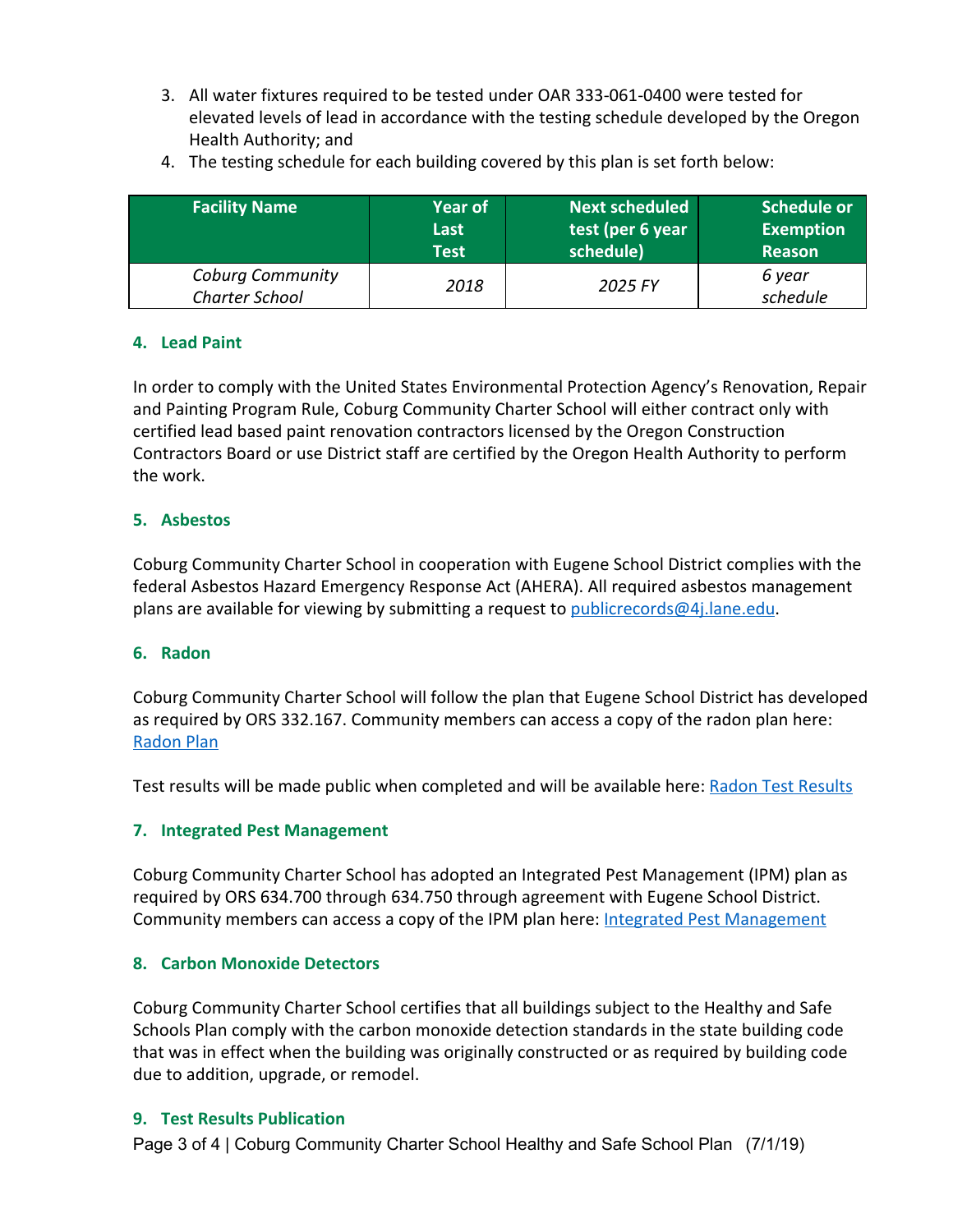3. All water fixtures required to be tested under OAR 333-061-0400 were tested for elevated levels of lead in accordance with the testing schedule developed by the Oregon Health Authority; and
4. The testing schedule for each building covered by this plan is set forth below:

| Facility Name | Year of Last Test | Next scheduled test (per 6 year schedule) | Schedule or Exemption Reason |
|---|---|---|---|
| *Coburg Community Charter School* | *2018* | *2025 FY* | *6 year schedule* |

## 4. Lead Paint

In order to comply with the United States Environmental Protection Agency's Renovation, Repair and Painting Program Rule, Coburg Community Charter School will either contract only with certified lead based paint renovation contractors licensed by the Oregon Construction Contractors Board or use District staff are certified by the Oregon Health Authority to perform the work.

## 5. Asbestos

Coburg Community Charter School in cooperation with Eugene School District complies with the federal Asbestos Hazard Emergency Response Act (AHERA). All required asbestos management plans are available for viewing by submitting a request to publicrecords@4j.lane.edu.

## 6. Radon

Coburg Community Charter School will follow the plan that Eugene School District has developed as required by ORS 332.167. Community members can access a copy of the radon plan here: Radon Plan

Test results will be made public when completed and will be available here: Radon Test Results

## 7. Integrated Pest Management

Coburg Community Charter School has adopted an Integrated Pest Management (IPM) plan as required by ORS 634.700 through 634.750 through agreement with Eugene School District. Community members can access a copy of the IPM plan here: Integrated Pest Management

## 8. Carbon Monoxide Detectors

Coburg Community Charter School certifies that all buildings subject to the Healthy and Safe Schools Plan comply with the carbon monoxide detection standards in the state building code that was in effect when the building was originally constructed or as required by building code due to addition, upgrade, or remodel.

## 9. Test Results Publication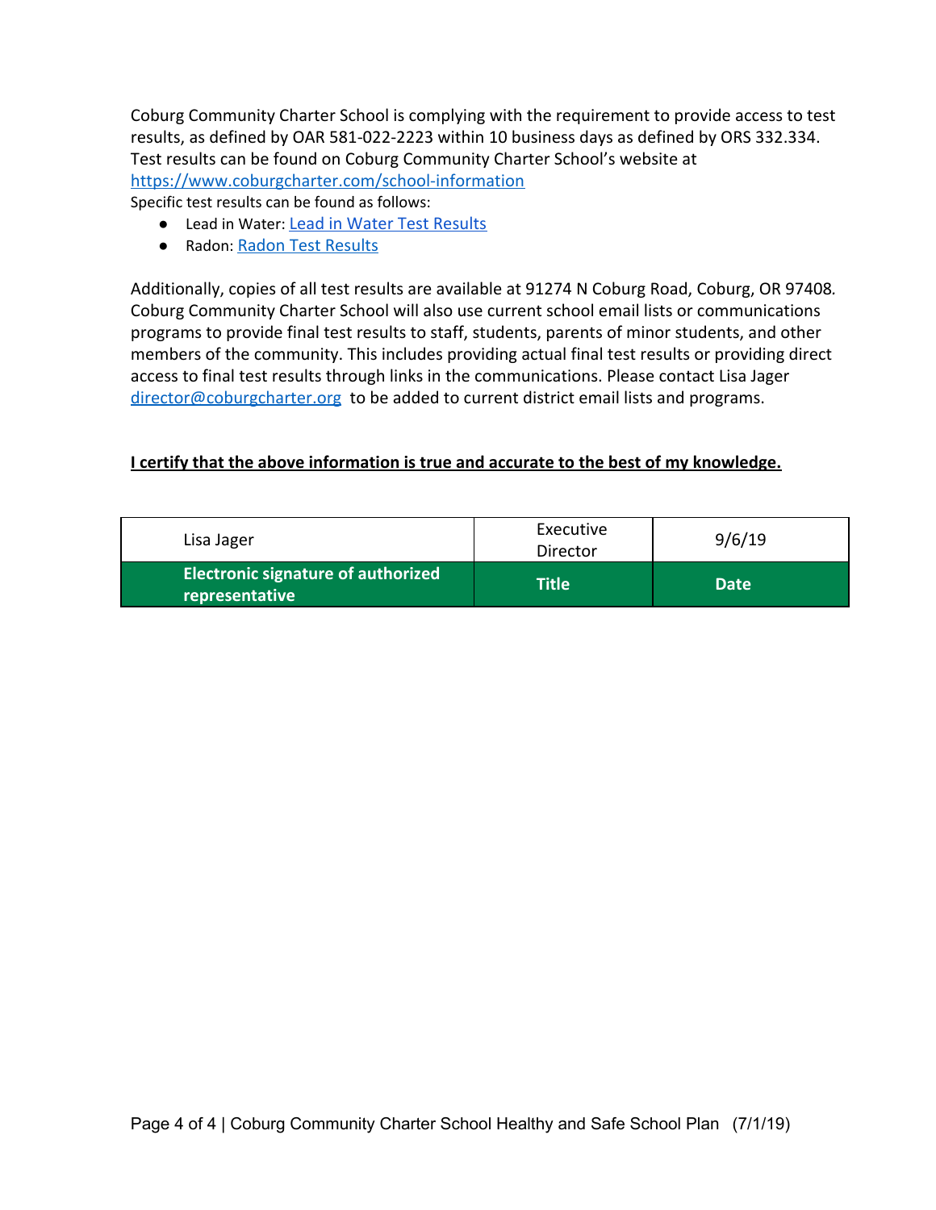Coburg Community Charter School is complying with the requirement to provide access to test results, as defined by OAR 581-022-2223 within 10 business days as defined by ORS 332.334. Test results can be found on Coburg Community Charter School's website at https://www.coburgcharter.com/school-information

Specific test results can be found as follows:

- Lead in Water: Lead in Water Test Results
- Radon: Radon Test Results

Additionally, copies of all test results are available at 91274 N Coburg Road, Coburg, OR 97408. Coburg Community Charter School will also use current school email lists or communications programs to provide final test results to staff, students, parents of minor students, and other members of the community. This includes providing actual final test results or providing direct access to final test results through links in the communications. Please contact Lisa Jager director@coburgcharter.org to be added to current district email lists and programs.

**I certify that the above information is true and accurate to the best of my knowledge.**

| | | |
|---|---|---|
| Lisa Jager | Executive Director | 9/6/19 |
| **Electronic signature of authorized representative** | **Title** | **Date** |